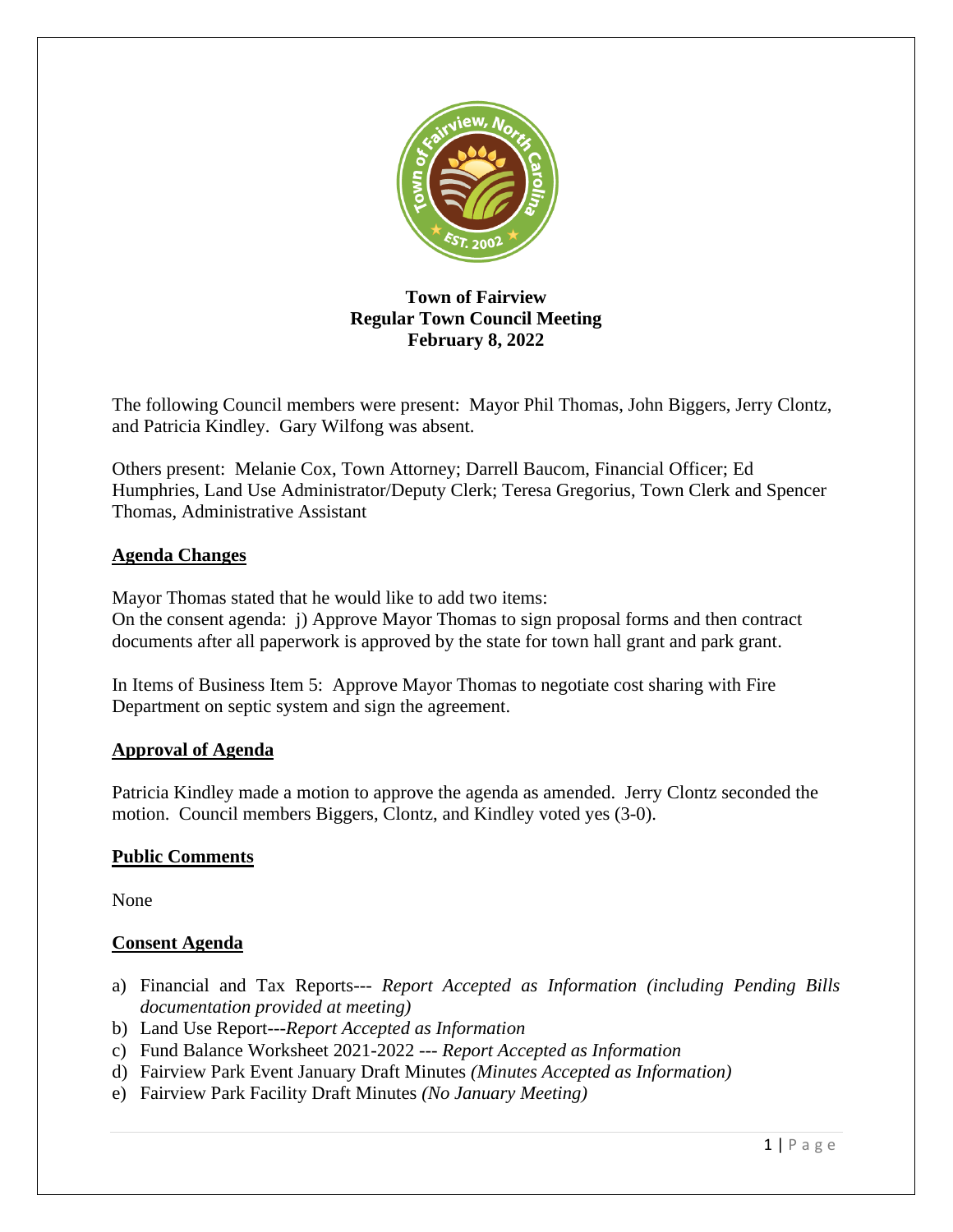**Town of Fairview**
**Regular Town Council Meeting**
**February 8, 2022**

The following Council members were present: Mayor Phil Thomas, John Biggers, Jerry Clontz, and Patricia Kindley. Gary Wilfong was absent.

Others present: Melanie Cox, Town Attorney; Darrell Baucom, Financial Officer; Ed Humphries, Land Use Administrator/Deputy Clerk; Teresa Gregorius, Town Clerk and Spencer Thomas, Administrative Assistant

## Agenda Changes

Mayor Thomas stated that he would like to add two items:
On the consent agenda: j) Approve Mayor Thomas to sign proposal forms and then contract documents after all paperwork is approved by the state for town hall grant and park grant.

In Items of Business Item 5: Approve Mayor Thomas to negotiate cost sharing with Fire Department on septic system and sign the agreement.

## Approval of Agenda

Patricia Kindley made a motion to approve the agenda as amended. Jerry Clontz seconded the motion. Council members Biggers, Clontz, and Kindley voted yes (3-0).

## Public Comments

None

## Consent Agenda

a) Financial and Tax Reports--- *Report Accepted as Information (including Pending Bills documentation provided at meeting)*
b) Land Use Report---*Report Accepted as Information*
c) Fund Balance Worksheet 2021-2022 --- *Report Accepted as Information*
d) Fairview Park Event January Draft Minutes *(Minutes Accepted as Information)*
e) Fairview Park Facility Draft Minutes *(No January Meeting)*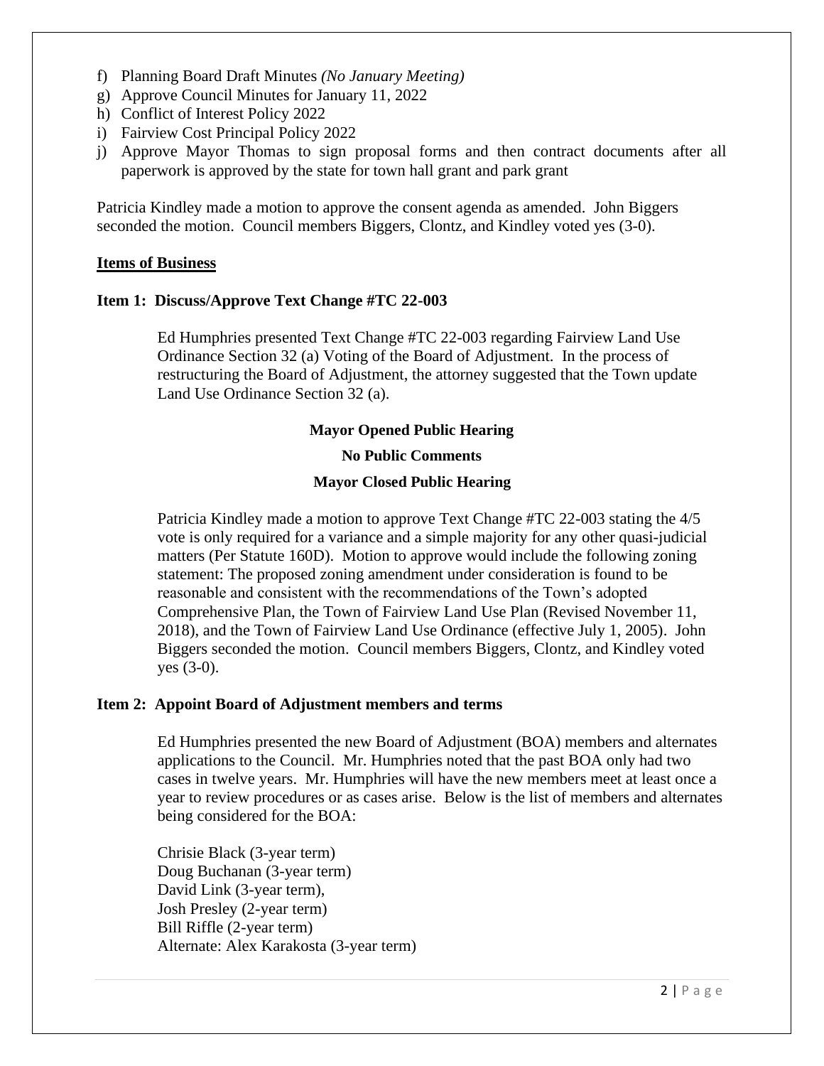f) Planning Board Draft Minutes *(No January Meeting)*
g) Approve Council Minutes for January 11, 2022
h) Conflict of Interest Policy 2022
i) Fairview Cost Principal Policy 2022
j) Approve Mayor Thomas to sign proposal forms and then contract documents after all paperwork is approved by the state for town hall grant and park grant

Patricia Kindley made a motion to approve the consent agenda as amended. John Biggers seconded the motion. Council members Biggers, Clontz, and Kindley voted yes (3-0).

**Items of Business**

**Item 1: Discuss/Approve Text Change #TC 22-003**

Ed Humphries presented Text Change #TC 22-003 regarding Fairview Land Use Ordinance Section 32 (a) Voting of the Board of Adjustment. In the process of restructuring the Board of Adjustment, the attorney suggested that the Town update Land Use Ordinance Section 32 (a).

**Mayor Opened Public Hearing**

**No Public Comments**

**Mayor Closed Public Hearing**

Patricia Kindley made a motion to approve Text Change #TC 22-003 stating the 4/5 vote is only required for a variance and a simple majority for any other quasi-judicial matters (Per Statute 160D). Motion to approve would include the following zoning statement: The proposed zoning amendment under consideration is found to be reasonable and consistent with the recommendations of the Town's adopted Comprehensive Plan, the Town of Fairview Land Use Plan (Revised November 11, 2018), and the Town of Fairview Land Use Ordinance (effective July 1, 2005). John Biggers seconded the motion. Council members Biggers, Clontz, and Kindley voted yes (3-0).

**Item 2: Appoint Board of Adjustment members and terms**

Ed Humphries presented the new Board of Adjustment (BOA) members and alternates applications to the Council. Mr. Humphries noted that the past BOA only had two cases in twelve years. Mr. Humphries will have the new members meet at least once a year to review procedures or as cases arise. Below is the list of members and alternates being considered for the BOA:

Chrisie Black (3-year term)
Doug Buchanan (3-year term)
David Link (3-year term),
Josh Presley (2-year term)
Bill Riffle (2-year term)
Alternate: Alex Karakosta (3-year term)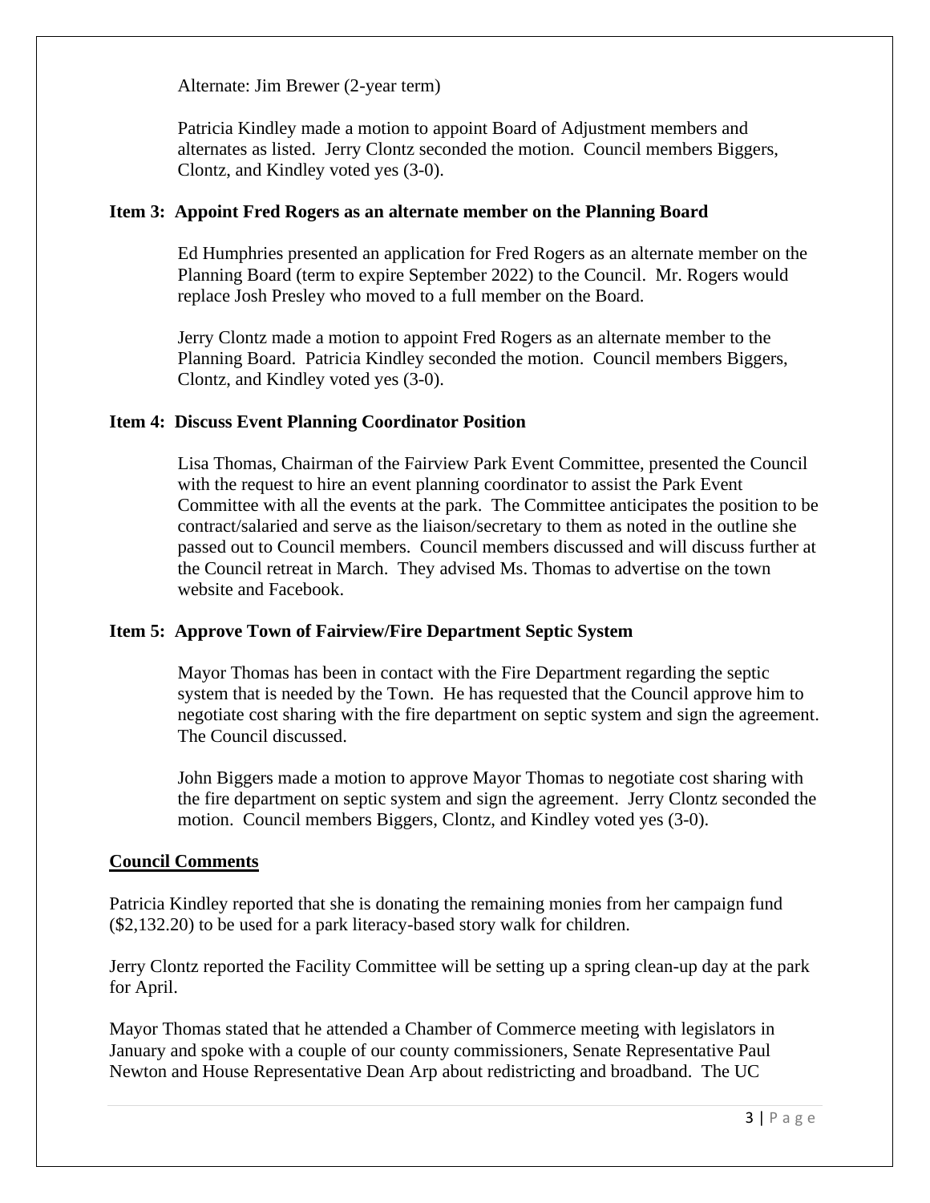Alternate: Jim Brewer (2-year term)

Patricia Kindley made a motion to appoint Board of Adjustment members and alternates as listed. Jerry Clontz seconded the motion. Council members Biggers, Clontz, and Kindley voted yes (3-0).

**Item 3: Appoint Fred Rogers as an alternate member on the Planning Board**

Ed Humphries presented an application for Fred Rogers as an alternate member on the Planning Board (term to expire September 2022) to the Council. Mr. Rogers would replace Josh Presley who moved to a full member on the Board.

Jerry Clontz made a motion to appoint Fred Rogers as an alternate member to the Planning Board. Patricia Kindley seconded the motion. Council members Biggers, Clontz, and Kindley voted yes (3-0).

**Item 4: Discuss Event Planning Coordinator Position**

Lisa Thomas, Chairman of the Fairview Park Event Committee, presented the Council with the request to hire an event planning coordinator to assist the Park Event Committee with all the events at the park. The Committee anticipates the position to be contract/salaried and serve as the liaison/secretary to them as noted in the outline she passed out to Council members. Council members discussed and will discuss further at the Council retreat in March. They advised Ms. Thomas to advertise on the town website and Facebook.

**Item 5: Approve Town of Fairview/Fire Department Septic System**

Mayor Thomas has been in contact with the Fire Department regarding the septic system that is needed by the Town. He has requested that the Council approve him to negotiate cost sharing with the fire department on septic system and sign the agreement. The Council discussed.

John Biggers made a motion to approve Mayor Thomas to negotiate cost sharing with the fire department on septic system and sign the agreement. Jerry Clontz seconded the motion. Council members Biggers, Clontz, and Kindley voted yes (3-0).

**Council Comments**

Patricia Kindley reported that she is donating the remaining monies from her campaign fund ($2,132.20) to be used for a park literacy-based story walk for children.

Jerry Clontz reported the Facility Committee will be setting up a spring clean-up day at the park for April.

Mayor Thomas stated that he attended a Chamber of Commerce meeting with legislators in January and spoke with a couple of our county commissioners, Senate Representative Paul Newton and House Representative Dean Arp about redistricting and broadband. The UC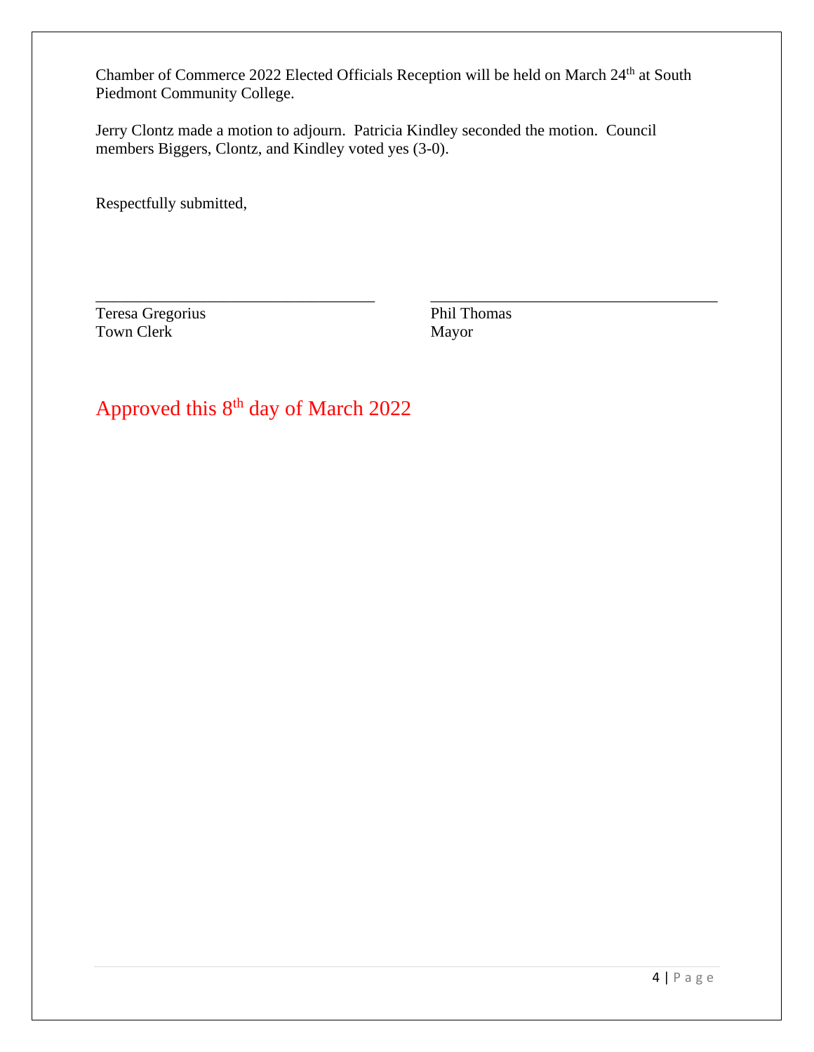Chamber of Commerce 2022 Elected Officials Reception will be held on March 24th at South Piedmont Community College.

Jerry Clontz made a motion to adjourn. Patricia Kindley seconded the motion. Council members Biggers, Clontz, and Kindley voted yes (3-0).

Respectfully submitted,

\_\_\_\_\_\_\_\_\_\_\_\_\_\_\_\_\_\_\_\_\_\_\_\_\_\_\_\_\_\_\_\_\_\_\_\_
Teresa Gregorius
Town Clerk

\_\_\_\_\_\_\_\_\_\_\_\_\_\_\_\_\_\_\_\_\_\_\_\_\_\_\_\_\_\_\_\_\_\_\_\_
Phil Thomas
Mayor

Approved this 8th day of March 2022